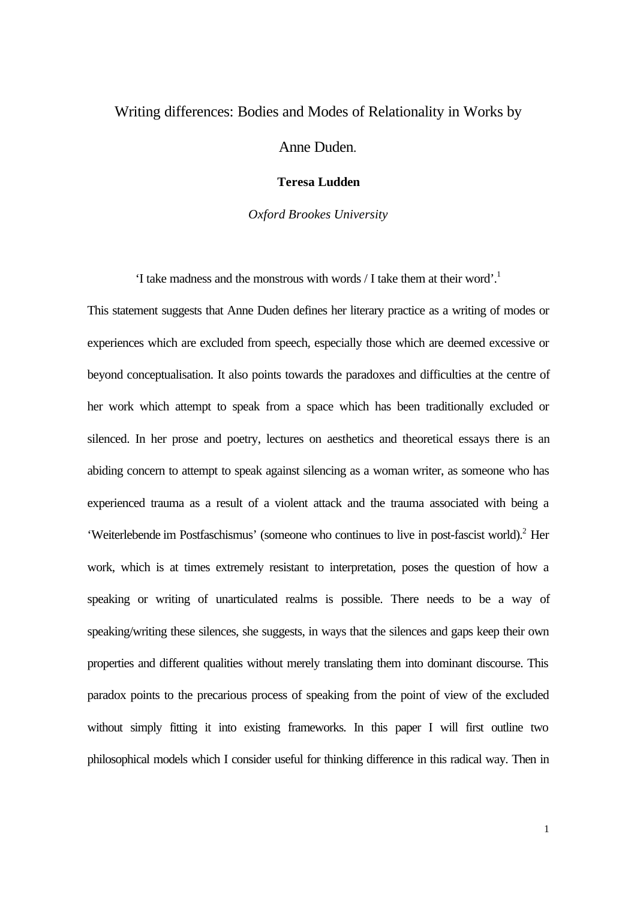# Writing differences: Bodies and Modes of Relationality in Works by Anne Duden.

**Teresa Ludden**

*Oxford Brookes University*

'I take madness and the monstrous with words / I take them at their word'.[1]

This statement suggests that Anne Duden defines her literary practice as a writing of modes or experiences which are excluded from speech, especially those which are deemed excessive or beyond conceptualisation. It also points towards the paradoxes and difficulties at the centre of her work which attempt to speak from a space which has been traditionally excluded or silenced. In her prose and poetry, lectures on aesthetics and theoretical essays there is an abiding concern to attempt to speak against silencing as a woman writer, as someone who has experienced trauma as a result of a violent attack and the trauma associated with being a 'Weiterlebende im Postfaschismus' (someone who continues to live in post-fascist world).[2] Her work, which is at times extremely resistant to interpretation, poses the question of how a speaking or writing of unarticulated realms is possible. There needs to be a way of speaking/writing these silences, she suggests, in ways that the silences and gaps keep their own properties and different qualities without merely translating them into dominant discourse. This paradox points to the precarious process of speaking from the point of view of the excluded without simply fitting it into existing frameworks. In this paper I will first outline two philosophical models which I consider useful for thinking difference in this radical way. Then in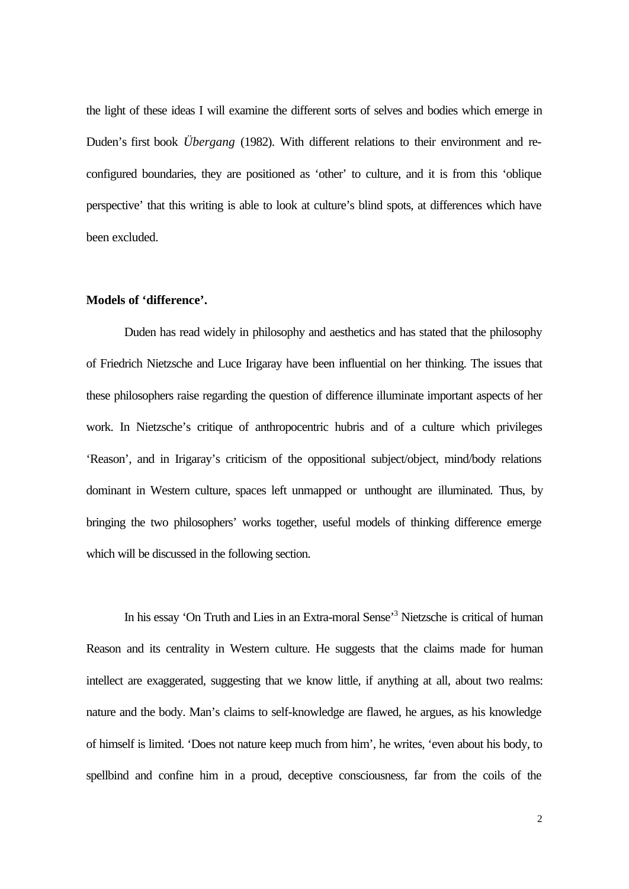the light of these ideas I will examine the different sorts of selves and bodies which emerge in Duden's first book *Übergang* (1982). With different relations to their environment and re-configured boundaries, they are positioned as 'other' to culture, and it is from this 'oblique perspective' that this writing is able to look at culture's blind spots, at differences which have been excluded.

**Models of 'difference'.**

Duden has read widely in philosophy and aesthetics and has stated that the philosophy of Friedrich Nietzsche and Luce Irigaray have been influential on her thinking. The issues that these philosophers raise regarding the question of difference illuminate important aspects of her work. In Nietzsche's critique of anthropocentric hubris and of a culture which privileges 'Reason', and in Irigaray's criticism of the oppositional subject/object, mind/body relations dominant in Western culture, spaces left unmapped or unthought are illuminated. Thus, by bringing the two philosophers' works together, useful models of thinking difference emerge which will be discussed in the following section.

In his essay 'On Truth and Lies in an Extra-moral Sense'[3] Nietzsche is critical of human Reason and its centrality in Western culture. He suggests that the claims made for human intellect are exaggerated, suggesting that we know little, if anything at all, about two realms: nature and the body. Man's claims to self-knowledge are flawed, he argues, as his knowledge of himself is limited. 'Does not nature keep much from him', he writes, 'even about his body, to spellbind and confine him in a proud, deceptive consciousness, far from the coils of the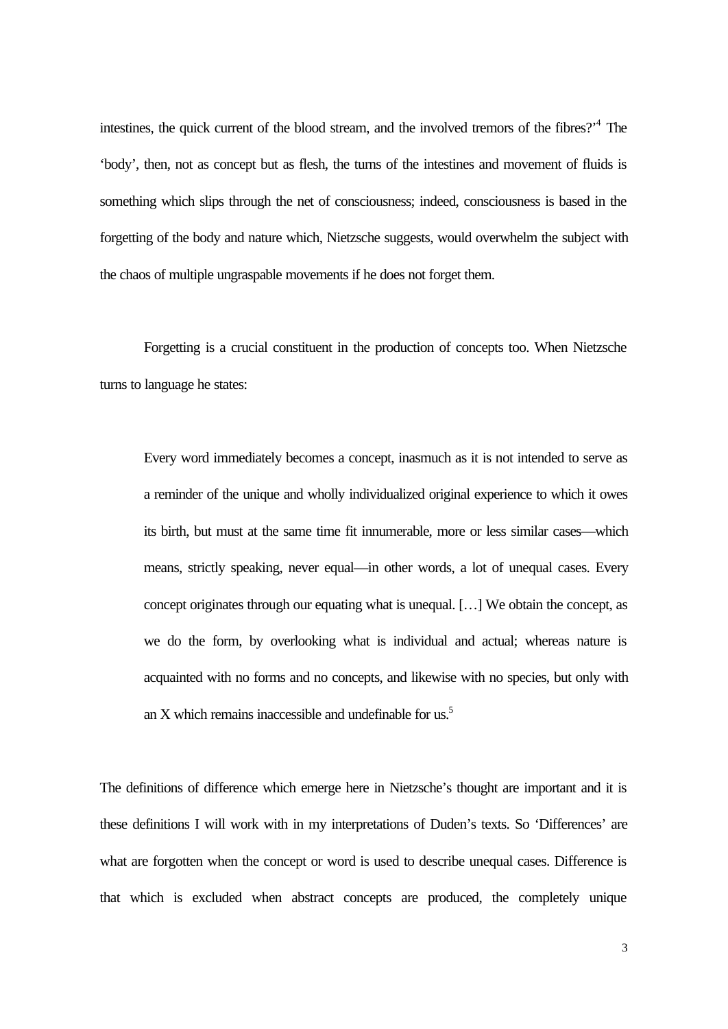intestines, the quick current of the blood stream, and the involved tremors of the fibres?'[4] The 'body', then, not as concept but as flesh, the turns of the intestines and movement of fluids is something which slips through the net of consciousness; indeed, consciousness is based in the forgetting of the body and nature which, Nietzsche suggests, would overwhelm the subject with the chaos of multiple ungraspable movements if he does not forget them.

Forgetting is a crucial constituent in the production of concepts too. When Nietzsche turns to language he states:

> Every word immediately becomes a concept, inasmuch as it is not intended to serve as a reminder of the unique and wholly individualized original experience to which it owes its birth, but must at the same time fit innumerable, more or less similar cases—which means, strictly speaking, never equal—in other words, a lot of unequal cases. Every concept originates through our equating what is unequal. […] We obtain the concept, as we do the form, by overlooking what is individual and actual; whereas nature is acquainted with no forms and no concepts, and likewise with no species, but only with an X which remains inaccessible and undefinable for us.[5]

The definitions of difference which emerge here in Nietzsche's thought are important and it is these definitions I will work with in my interpretations of Duden's texts. So 'Differences' are what are forgotten when the concept or word is used to describe unequal cases. Difference is that which is excluded when abstract concepts are produced, the completely unique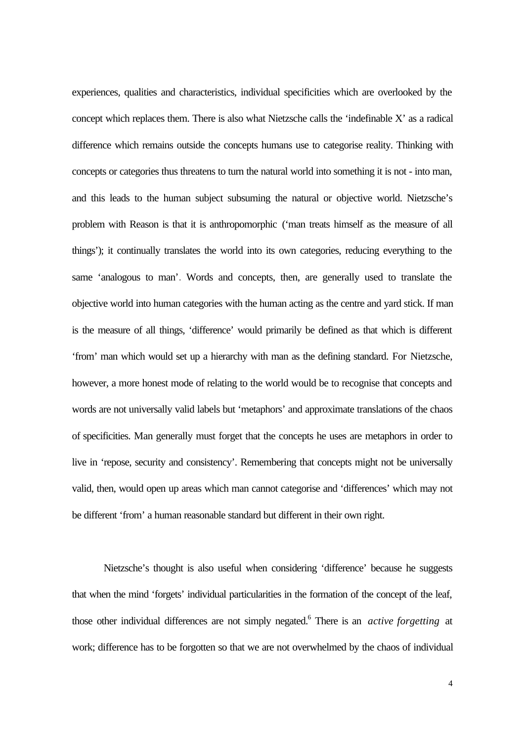experiences, qualities and characteristics, individual specificities which are overlooked by the concept which replaces them. There is also what Nietzsche calls the 'indefinable X' as a radical difference which remains outside the concepts humans use to categorise reality. Thinking with concepts or categories thus threatens to turn the natural world into something it is not - into man, and this leads to the human subject subsuming the natural or objective world. Nietzsche's problem with Reason is that it is anthropomorphic ('man treats himself as the measure of all things'); it continually translates the world into its own categories, reducing everything to the same 'analogous to man'. Words and concepts, then, are generally used to translate the objective world into human categories with the human acting as the centre and yard stick. If man is the measure of all things, 'difference' would primarily be defined as that which is different 'from' man which would set up a hierarchy with man as the defining standard. For Nietzsche, however, a more honest mode of relating to the world would be to recognise that concepts and words are not universally valid labels but 'metaphors' and approximate translations of the chaos of specificities. Man generally must forget that the concepts he uses are metaphors in order to live in 'repose, security and consistency'. Remembering that concepts might not be universally valid, then, would open up areas which man cannot categorise and 'differences' which may not be different 'from' a human reasonable standard but different in their own right.

Nietzsche's thought is also useful when considering 'difference' because he suggests that when the mind 'forgets' individual particularities in the formation of the concept of the leaf, those other individual differences are not simply negated.[6] There is an *active forgetting* at work; difference has to be forgotten so that we are not overwhelmed by the chaos of individual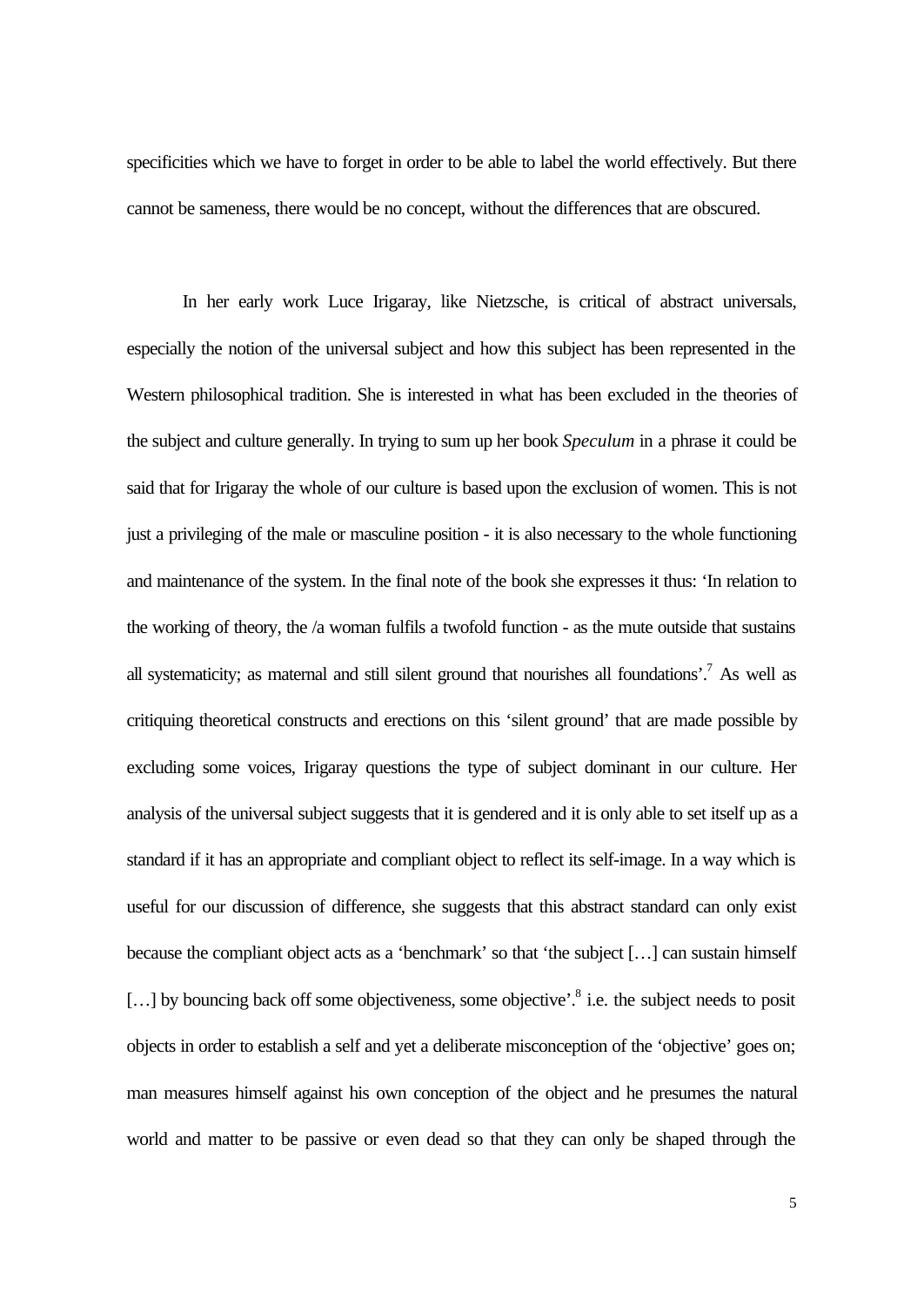specificities which we have to forget in order to be able to label the world effectively. But there cannot be sameness, there would be no concept, without the differences that are obscured.

In her early work Luce Irigaray, like Nietzsche, is critical of abstract universals, especially the notion of the universal subject and how this subject has been represented in the Western philosophical tradition. She is interested in what has been excluded in the theories of the subject and culture generally. In trying to sum up her book *Speculum* in a phrase it could be said that for Irigaray the whole of our culture is based upon the exclusion of women. This is not just a privileging of the male or masculine position - it is also necessary to the whole functioning and maintenance of the system. In the final note of the book she expresses it thus: 'In relation to the working of theory, the /a woman fulfils a twofold function - as the mute outside that sustains all systematicity; as maternal and still silent ground that nourishes all foundations'.[7] As well as critiquing theoretical constructs and erections on this 'silent ground' that are made possible by excluding some voices, Irigaray questions the type of subject dominant in our culture. Her analysis of the universal subject suggests that it is gendered and it is only able to set itself up as a standard if it has an appropriate and compliant object to reflect its self-image. In a way which is useful for our discussion of difference, she suggests that this abstract standard can only exist because the compliant object acts as a 'benchmark' so that 'the subject […] can sustain himself […] by bouncing back off some objectiveness, some objective'.[8] i.e. the subject needs to posit objects in order to establish a self and yet a deliberate misconception of the 'objective' goes on; man measures himself against his own conception of the object and he presumes the natural world and matter to be passive or even dead so that they can only be shaped through the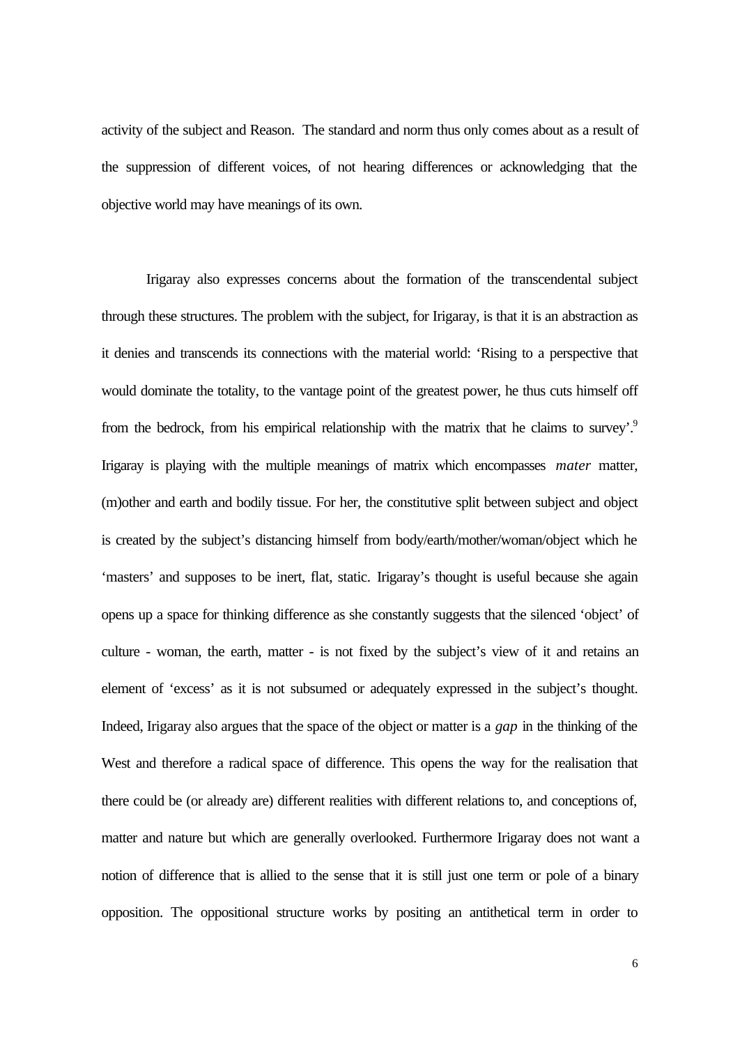activity of the subject and Reason. The standard and norm thus only comes about as a result of the suppression of different voices, of not hearing differences or acknowledging that the objective world may have meanings of its own.

Irigaray also expresses concerns about the formation of the transcendental subject through these structures. The problem with the subject, for Irigaray, is that it is an abstraction as it denies and transcends its connections with the material world: 'Rising to a perspective that would dominate the totality, to the vantage point of the greatest power, he thus cuts himself off from the bedrock, from his empirical relationship with the matrix that he claims to survey'.[9] Irigaray is playing with the multiple meanings of matrix which encompasses *mater* matter, (m)other and earth and bodily tissue. For her, the constitutive split between subject and object is created by the subject's distancing himself from body/earth/mother/woman/object which he 'masters' and supposes to be inert, flat, static. Irigaray's thought is useful because she again opens up a space for thinking difference as she constantly suggests that the silenced 'object' of culture - woman, the earth, matter - is not fixed by the subject's view of it and retains an element of 'excess' as it is not subsumed or adequately expressed in the subject's thought. Indeed, Irigaray also argues that the space of the object or matter is a *gap* in the thinking of the West and therefore a radical space of difference. This opens the way for the realisation that there could be (or already are) different realities with different relations to, and conceptions of, matter and nature but which are generally overlooked. Furthermore Irigaray does not want a notion of difference that is allied to the sense that it is still just one term or pole of a binary opposition. The oppositional structure works by positing an antithetical term in order to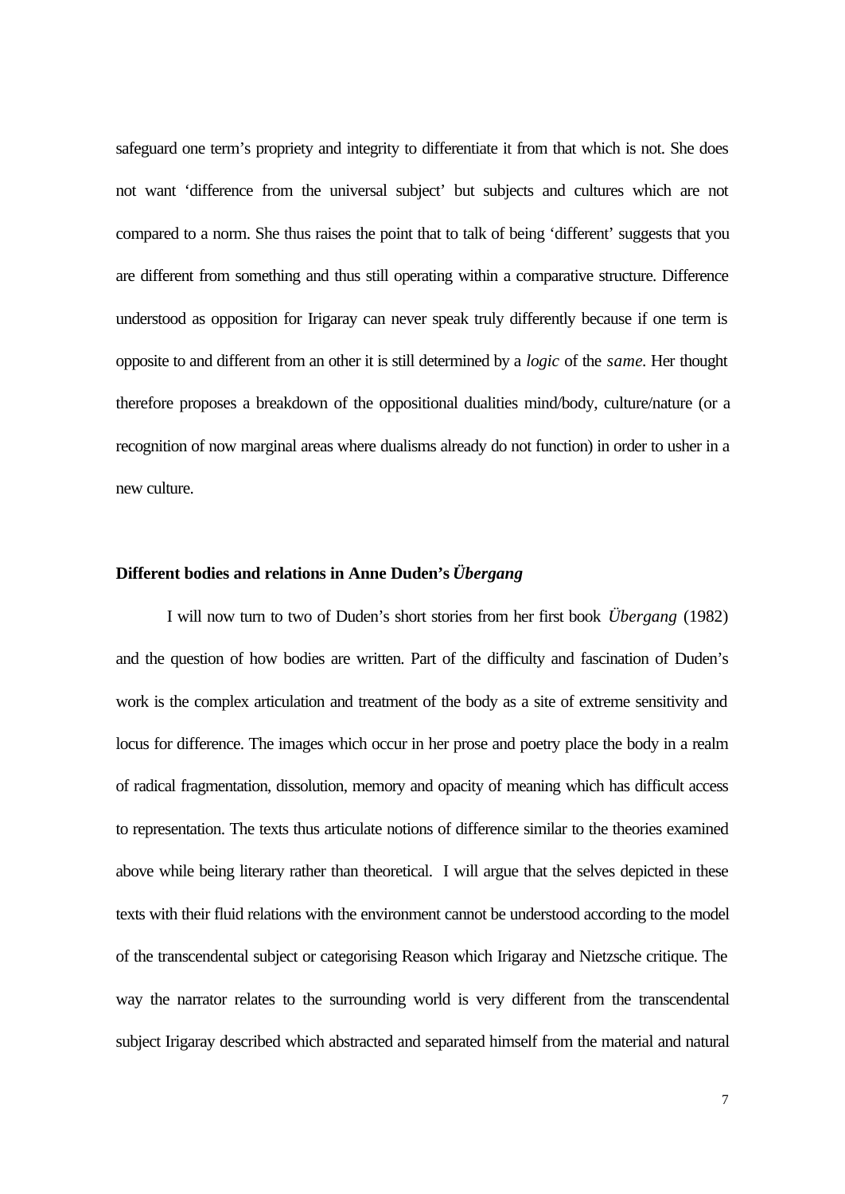safeguard one term's propriety and integrity to differentiate it from that which is not. She does not want 'difference from the universal subject' but subjects and cultures which are not compared to a norm. She thus raises the point that to talk of being 'different' suggests that you are different from something and thus still operating within a comparative structure. Difference understood as opposition for Irigaray can never speak truly differently because if one term is opposite to and different from an other it is still determined by a *logic* of the *same*. Her thought therefore proposes a breakdown of the oppositional dualities mind/body, culture/nature (or a recognition of now marginal areas where dualisms already do not function) in order to usher in a new culture.

**Different bodies and relations in Anne Duden's *Übergang***

I will now turn to two of Duden's short stories from her first book *Übergang* (1982) and the question of how bodies are written. Part of the difficulty and fascination of Duden's work is the complex articulation and treatment of the body as a site of extreme sensitivity and locus for difference. The images which occur in her prose and poetry place the body in a realm of radical fragmentation, dissolution, memory and opacity of meaning which has difficult access to representation. The texts thus articulate notions of difference similar to the theories examined above while being literary rather than theoretical. I will argue that the selves depicted in these texts with their fluid relations with the environment cannot be understood according to the model of the transcendental subject or categorising Reason which Irigaray and Nietzsche critique. The way the narrator relates to the surrounding world is very different from the transcendental subject Irigaray described which abstracted and separated himself from the material and natural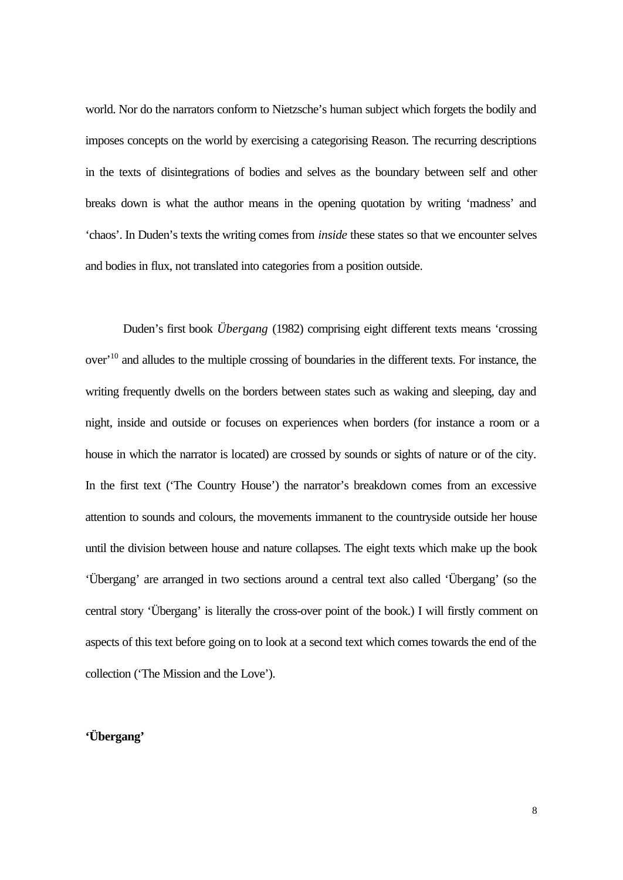world. Nor do the narrators conform to Nietzsche's human subject which forgets the bodily and imposes concepts on the world by exercising a categorising Reason. The recurring descriptions in the texts of disintegrations of bodies and selves as the boundary between self and other breaks down is what the author means in the opening quotation by writing 'madness' and 'chaos'. In Duden's texts the writing comes from *inside* these states so that we encounter selves and bodies in flux, not translated into categories from a position outside.

Duden's first book *Übergang* (1982) comprising eight different texts means 'crossing over'[10] and alludes to the multiple crossing of boundaries in the different texts. For instance, the writing frequently dwells on the borders between states such as waking and sleeping, day and night, inside and outside or focuses on experiences when borders (for instance a room or a house in which the narrator is located) are crossed by sounds or sights of nature or of the city. In the first text ('The Country House') the narrator's breakdown comes from an excessive attention to sounds and colours, the movements immanent to the countryside outside her house until the division between house and nature collapses. The eight texts which make up the book 'Übergang' are arranged in two sections around a central text also called 'Übergang' (so the central story 'Übergang' is literally the cross-over point of the book.) I will firstly comment on aspects of this text before going on to look at a second text which comes towards the end of the collection ('The Mission and the Love').

**'Übergang'**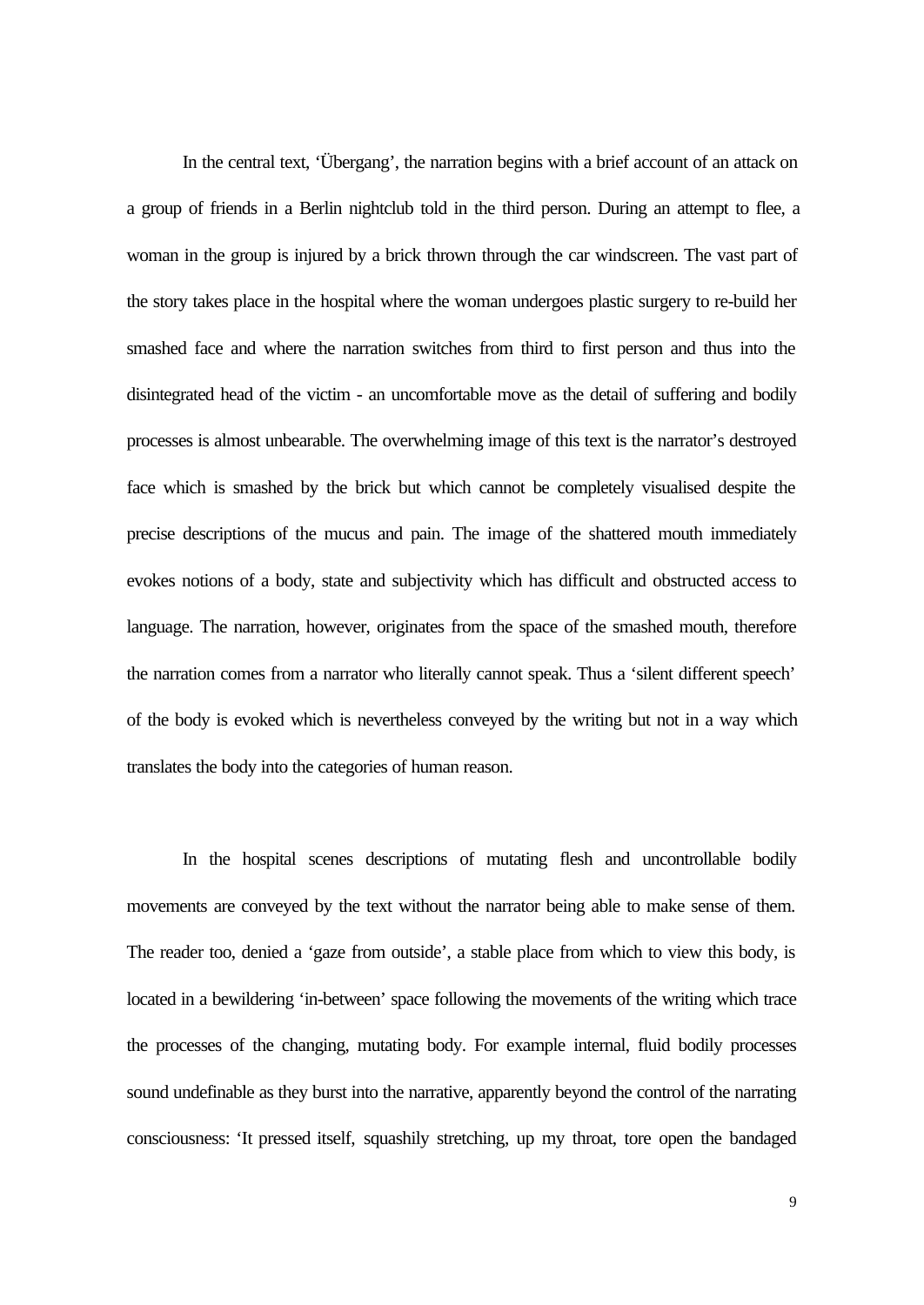In the central text, 'Übergang', the narration begins with a brief account of an attack on a group of friends in a Berlin nightclub told in the third person. During an attempt to flee, a woman in the group is injured by a brick thrown through the car windscreen. The vast part of the story takes place in the hospital where the woman undergoes plastic surgery to re-build her smashed face and where the narration switches from third to first person and thus into the disintegrated head of the victim - an uncomfortable move as the detail of suffering and bodily processes is almost unbearable. The overwhelming image of this text is the narrator's destroyed face which is smashed by the brick but which cannot be completely visualised despite the precise descriptions of the mucus and pain. The image of the shattered mouth immediately evokes notions of a body, state and subjectivity which has difficult and obstructed access to language. The narration, however, originates from the space of the smashed mouth, therefore the narration comes from a narrator who literally cannot speak. Thus a 'silent different speech' of the body is evoked which is nevertheless conveyed by the writing but not in a way which translates the body into the categories of human reason.

In the hospital scenes descriptions of mutating flesh and uncontrollable bodily movements are conveyed by the text without the narrator being able to make sense of them. The reader too, denied a 'gaze from outside', a stable place from which to view this body, is located in a bewildering 'in-between' space following the movements of the writing which trace the processes of the changing, mutating body. For example internal, fluid bodily processes sound undefinable as they burst into the narrative, apparently beyond the control of the narrating consciousness: 'It pressed itself, squashily stretching, up my throat, tore open the bandaged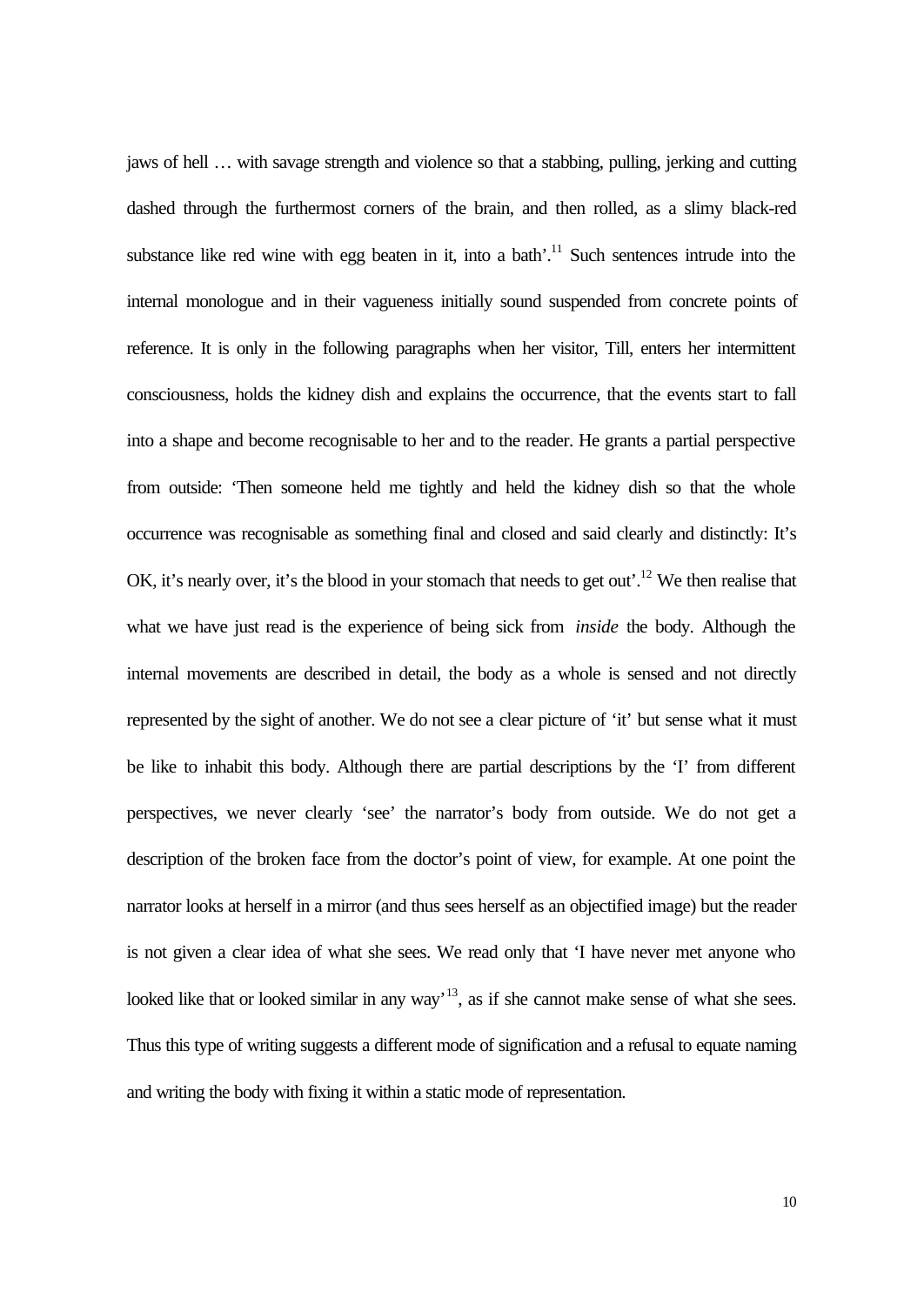jaws of hell … with savage strength and violence so that a stabbing, pulling, jerking and cutting dashed through the furthermost corners of the brain, and then rolled, as a slimy black-red substance like red wine with egg beaten in it, into a bath'.[11] Such sentences intrude into the internal monologue and in their vagueness initially sound suspended from concrete points of reference. It is only in the following paragraphs when her visitor, Till, enters her intermittent consciousness, holds the kidney dish and explains the occurrence, that the events start to fall into a shape and become recognisable to her and to the reader. He grants a partial perspective from outside: 'Then someone held me tightly and held the kidney dish so that the whole occurrence was recognisable as something final and closed and said clearly and distinctly: It's OK, it's nearly over, it's the blood in your stomach that needs to get out'.[12] We then realise that what we have just read is the experience of being sick from *inside* the body. Although the internal movements are described in detail, the body as a whole is sensed and not directly represented by the sight of another. We do not see a clear picture of 'it' but sense what it must be like to inhabit this body. Although there are partial descriptions by the 'I' from different perspectives, we never clearly 'see' the narrator's body from outside. We do not get a description of the broken face from the doctor's point of view, for example. At one point the narrator looks at herself in a mirror (and thus sees herself as an objectified image) but the reader is not given a clear idea of what she sees. We read only that 'I have never met anyone who looked like that or looked similar in any way'[13], as if she cannot make sense of what she sees. Thus this type of writing suggests a different mode of signification and a refusal to equate naming and writing the body with fixing it within a static mode of representation.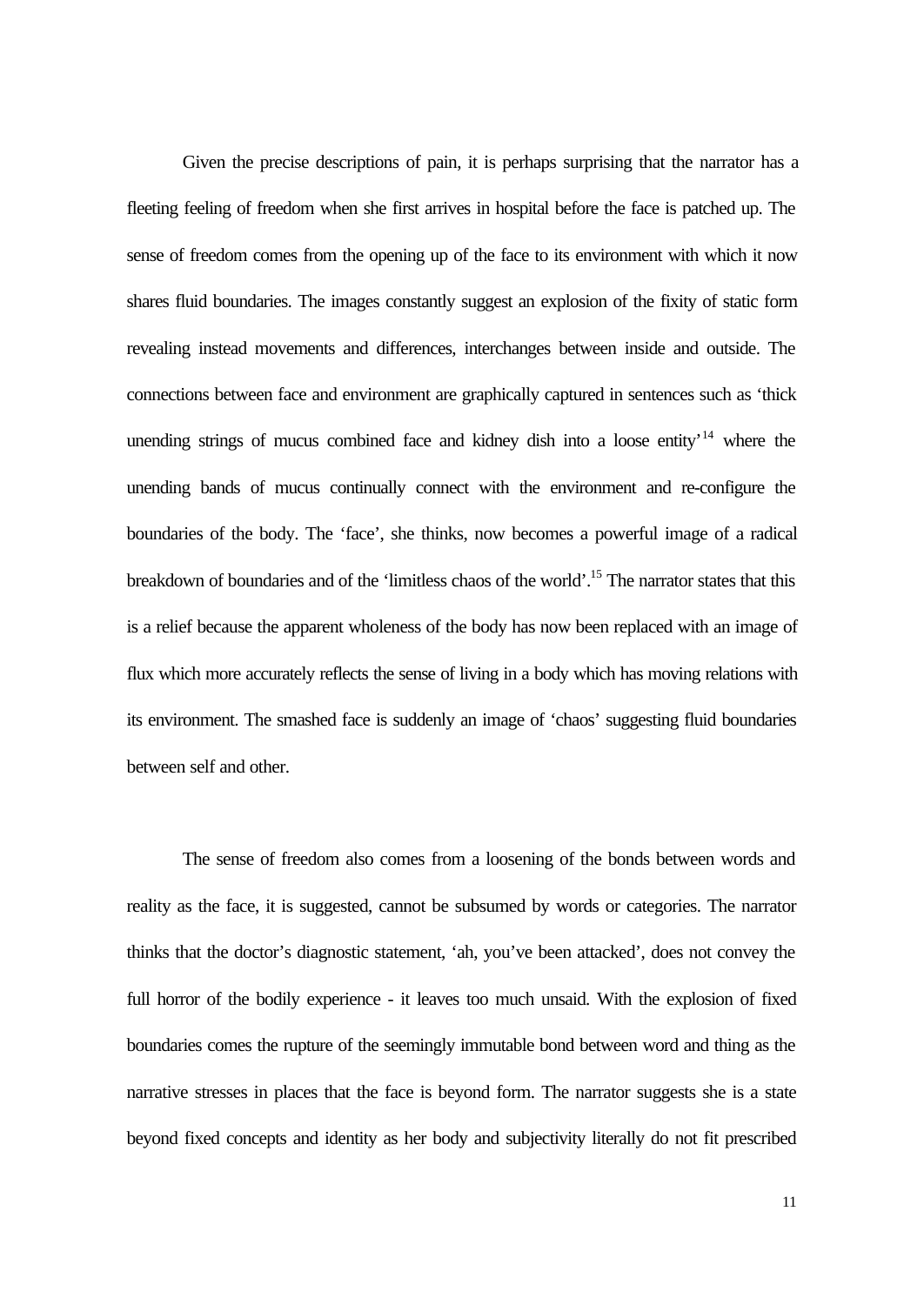Given the precise descriptions of pain, it is perhaps surprising that the narrator has a fleeting feeling of freedom when she first arrives in hospital before the face is patched up. The sense of freedom comes from the opening up of the face to its environment with which it now shares fluid boundaries. The images constantly suggest an explosion of the fixity of static form revealing instead movements and differences, interchanges between inside and outside. The connections between face and environment are graphically captured in sentences such as 'thick unending strings of mucus combined face and kidney dish into a loose entity'[14] where the unending bands of mucus continually connect with the environment and re-configure the boundaries of the body. The 'face', she thinks, now becomes a powerful image of a radical breakdown of boundaries and of the 'limitless chaos of the world'.[15] The narrator states that this is a relief because the apparent wholeness of the body has now been replaced with an image of flux which more accurately reflects the sense of living in a body which has moving relations with its environment. The smashed face is suddenly an image of 'chaos' suggesting fluid boundaries between self and other.

The sense of freedom also comes from a loosening of the bonds between words and reality as the face, it is suggested, cannot be subsumed by words or categories. The narrator thinks that the doctor's diagnostic statement, 'ah, you've been attacked', does not convey the full horror of the bodily experience - it leaves too much unsaid. With the explosion of fixed boundaries comes the rupture of the seemingly immutable bond between word and thing as the narrative stresses in places that the face is beyond form. The narrator suggests she is a state beyond fixed concepts and identity as her body and subjectivity literally do not fit prescribed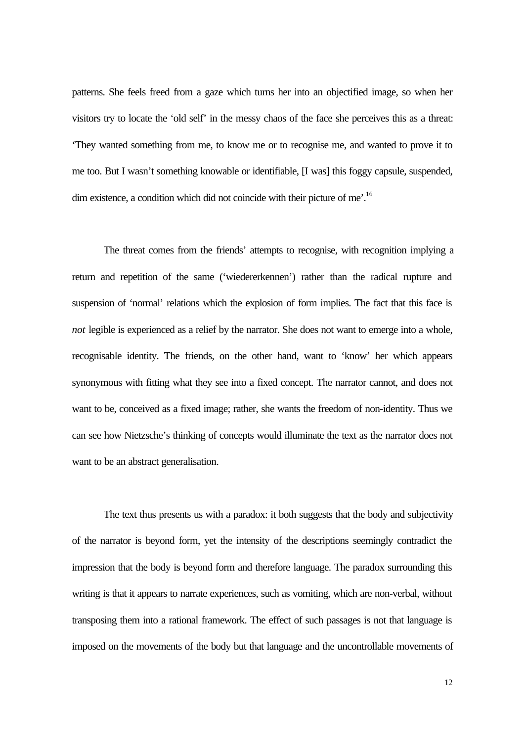patterns. She feels freed from a gaze which turns her into an objectified image, so when her visitors try to locate the 'old self' in the messy chaos of the face she perceives this as a threat: 'They wanted something from me, to know me or to recognise me, and wanted to prove it to me too. But I wasn't something knowable or identifiable, [I was] this foggy capsule, suspended, dim existence, a condition which did not coincide with their picture of me'.[16]

The threat comes from the friends' attempts to recognise, with recognition implying a return and repetition of the same ('wiedererkennen') rather than the radical rupture and suspension of 'normal' relations which the explosion of form implies. The fact that this face is *not* legible is experienced as a relief by the narrator. She does not want to emerge into a whole, recognisable identity. The friends, on the other hand, want to 'know' her which appears synonymous with fitting what they see into a fixed concept. The narrator cannot, and does not want to be, conceived as a fixed image; rather, she wants the freedom of non-identity. Thus we can see how Nietzsche's thinking of concepts would illuminate the text as the narrator does not want to be an abstract generalisation.

The text thus presents us with a paradox: it both suggests that the body and subjectivity of the narrator is beyond form, yet the intensity of the descriptions seemingly contradict the impression that the body is beyond form and therefore language. The paradox surrounding this writing is that it appears to narrate experiences, such as vomiting, which are non-verbal, without transposing them into a rational framework. The effect of such passages is not that language is imposed on the movements of the body but that language and the uncontrollable movements of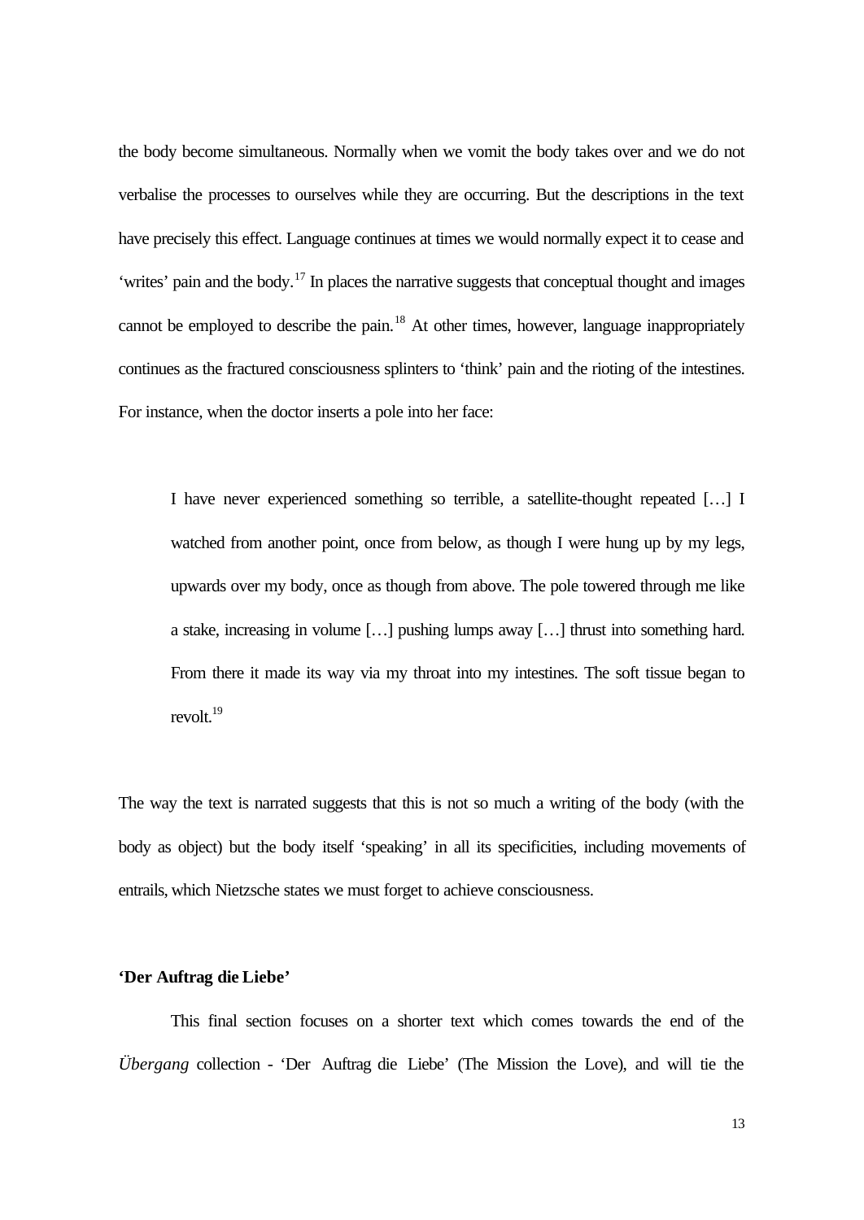the body become simultaneous. Normally when we vomit the body takes over and we do not verbalise the processes to ourselves while they are occurring. But the descriptions in the text have precisely this effect. Language continues at times we would normally expect it to cease and 'writes' pain and the body.[17] In places the narrative suggests that conceptual thought and images cannot be employed to describe the pain.[18] At other times, however, language inappropriately continues as the fractured consciousness splinters to 'think' pain and the rioting of the intestines. For instance, when the doctor inserts a pole into her face:

> I have never experienced something so terrible, a satellite-thought repeated […] I watched from another point, once from below, as though I were hung up by my legs, upwards over my body, once as though from above. The pole towered through me like a stake, increasing in volume […] pushing lumps away […] thrust into something hard. From there it made its way via my throat into my intestines. The soft tissue began to revolt.[19]

The way the text is narrated suggests that this is not so much a writing of the body (with the body as object) but the body itself 'speaking' in all its specificities, including movements of entrails, which Nietzsche states we must forget to achieve consciousness.

**'Der Auftrag die Liebe'**

This final section focuses on a shorter text which comes towards the end of the *Übergang* collection - 'Der Auftrag die Liebe' (The Mission the Love), and will tie the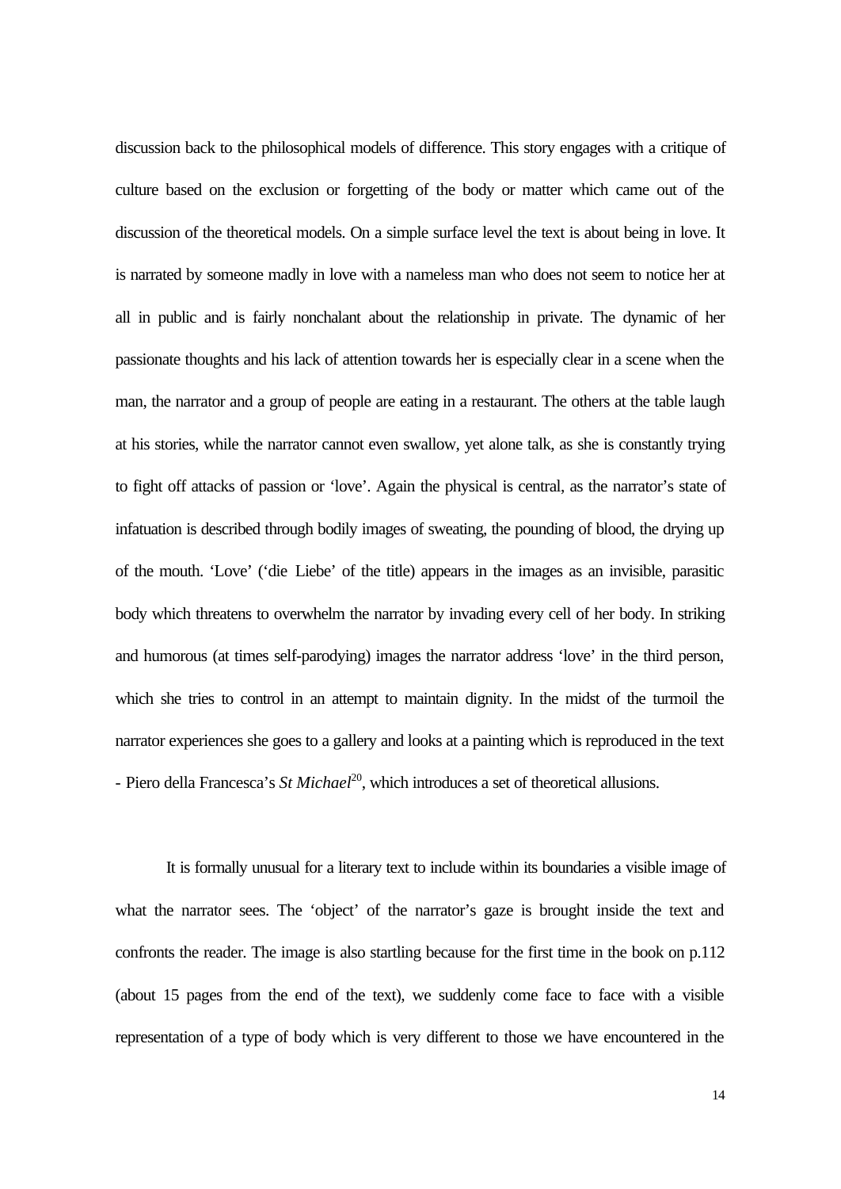discussion back to the philosophical models of difference. This story engages with a critique of culture based on the exclusion or forgetting of the body or matter which came out of the discussion of the theoretical models. On a simple surface level the text is about being in love. It is narrated by someone madly in love with a nameless man who does not seem to notice her at all in public and is fairly nonchalant about the relationship in private. The dynamic of her passionate thoughts and his lack of attention towards her is especially clear in a scene when the man, the narrator and a group of people are eating in a restaurant. The others at the table laugh at his stories, while the narrator cannot even swallow, yet alone talk, as she is constantly trying to fight off attacks of passion or 'love'. Again the physical is central, as the narrator's state of infatuation is described through bodily images of sweating, the pounding of blood, the drying up of the mouth. 'Love' ('die Liebe' of the title) appears in the images as an invisible, parasitic body which threatens to overwhelm the narrator by invading every cell of her body. In striking and humorous (at times self-parodying) images the narrator address 'love' in the third person, which she tries to control in an attempt to maintain dignity. In the midst of the turmoil the narrator experiences she goes to a gallery and looks at a painting which is reproduced in the text - Piero della Francesca's *St Michael*[20], which introduces a set of theoretical allusions.

It is formally unusual for a literary text to include within its boundaries a visible image of what the narrator sees. The 'object' of the narrator's gaze is brought inside the text and confronts the reader. The image is also startling because for the first time in the book on p.112 (about 15 pages from the end of the text), we suddenly come face to face with a visible representation of a type of body which is very different to those we have encountered in the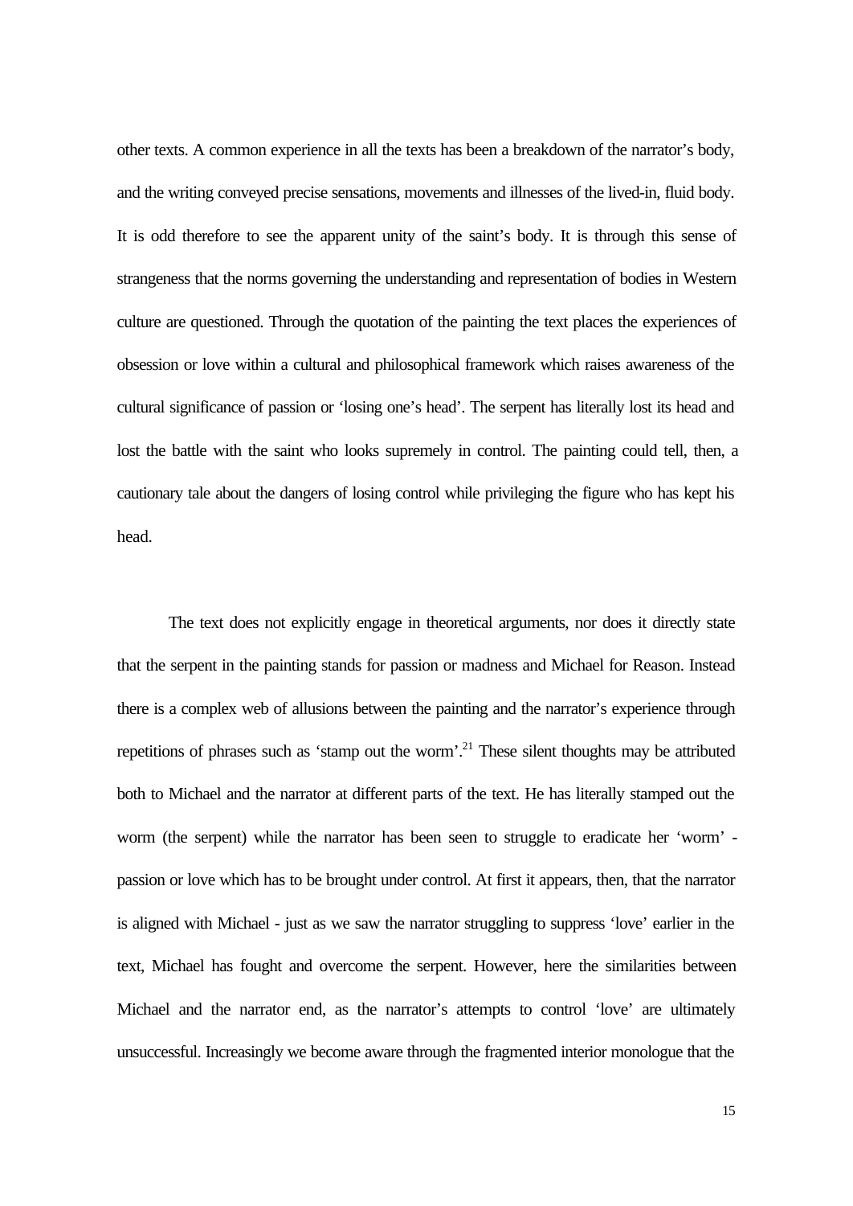other texts. A common experience in all the texts has been a breakdown of the narrator's body, and the writing conveyed precise sensations, movements and illnesses of the lived-in, fluid body. It is odd therefore to see the apparent unity of the saint's body. It is through this sense of strangeness that the norms governing the understanding and representation of bodies in Western culture are questioned. Through the quotation of the painting the text places the experiences of obsession or love within a cultural and philosophical framework which raises awareness of the cultural significance of passion or 'losing one's head'. The serpent has literally lost its head and lost the battle with the saint who looks supremely in control. The painting could tell, then, a cautionary tale about the dangers of losing control while privileging the figure who has kept his head.

The text does not explicitly engage in theoretical arguments, nor does it directly state that the serpent in the painting stands for passion or madness and Michael for Reason. Instead there is a complex web of allusions between the painting and the narrator's experience through repetitions of phrases such as 'stamp out the worm'.[21] These silent thoughts may be attributed both to Michael and the narrator at different parts of the text. He has literally stamped out the worm (the serpent) while the narrator has been seen to struggle to eradicate her 'worm' - passion or love which has to be brought under control. At first it appears, then, that the narrator is aligned with Michael - just as we saw the narrator struggling to suppress 'love' earlier in the text, Michael has fought and overcome the serpent. However, here the similarities between Michael and the narrator end, as the narrator's attempts to control 'love' are ultimately unsuccessful. Increasingly we become aware through the fragmented interior monologue that the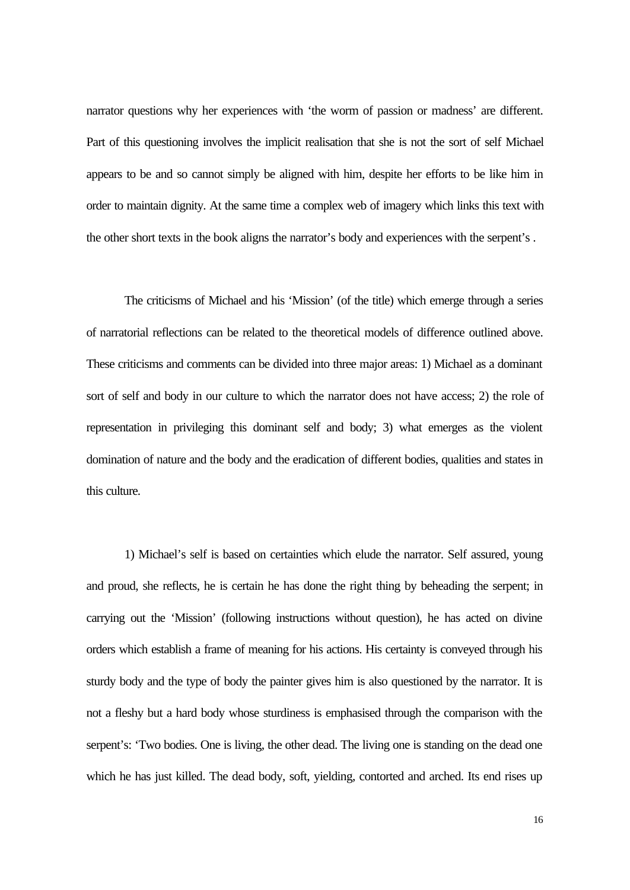narrator questions why her experiences with 'the worm of passion or madness' are different. Part of this questioning involves the implicit realisation that she is not the sort of self Michael appears to be and so cannot simply be aligned with him, despite her efforts to be like him in order to maintain dignity. At the same time a complex web of imagery which links this text with the other short texts in the book aligns the narrator's body and experiences with the serpent's .

The criticisms of Michael and his 'Mission' (of the title) which emerge through a series of narratorial reflections can be related to the theoretical models of difference outlined above. These criticisms and comments can be divided into three major areas: 1) Michael as a dominant sort of self and body in our culture to which the narrator does not have access; 2) the role of representation in privileging this dominant self and body; 3) what emerges as the violent domination of nature and the body and the eradication of different bodies, qualities and states in this culture.

1) Michael's self is based on certainties which elude the narrator. Self assured, young and proud, she reflects, he is certain he has done the right thing by beheading the serpent; in carrying out the 'Mission' (following instructions without question), he has acted on divine orders which establish a frame of meaning for his actions. His certainty is conveyed through his sturdy body and the type of body the painter gives him is also questioned by the narrator. It is not a fleshy but a hard body whose sturdiness is emphasised through the comparison with the serpent's: 'Two bodies. One is living, the other dead. The living one is standing on the dead one which he has just killed. The dead body, soft, yielding, contorted and arched. Its end rises up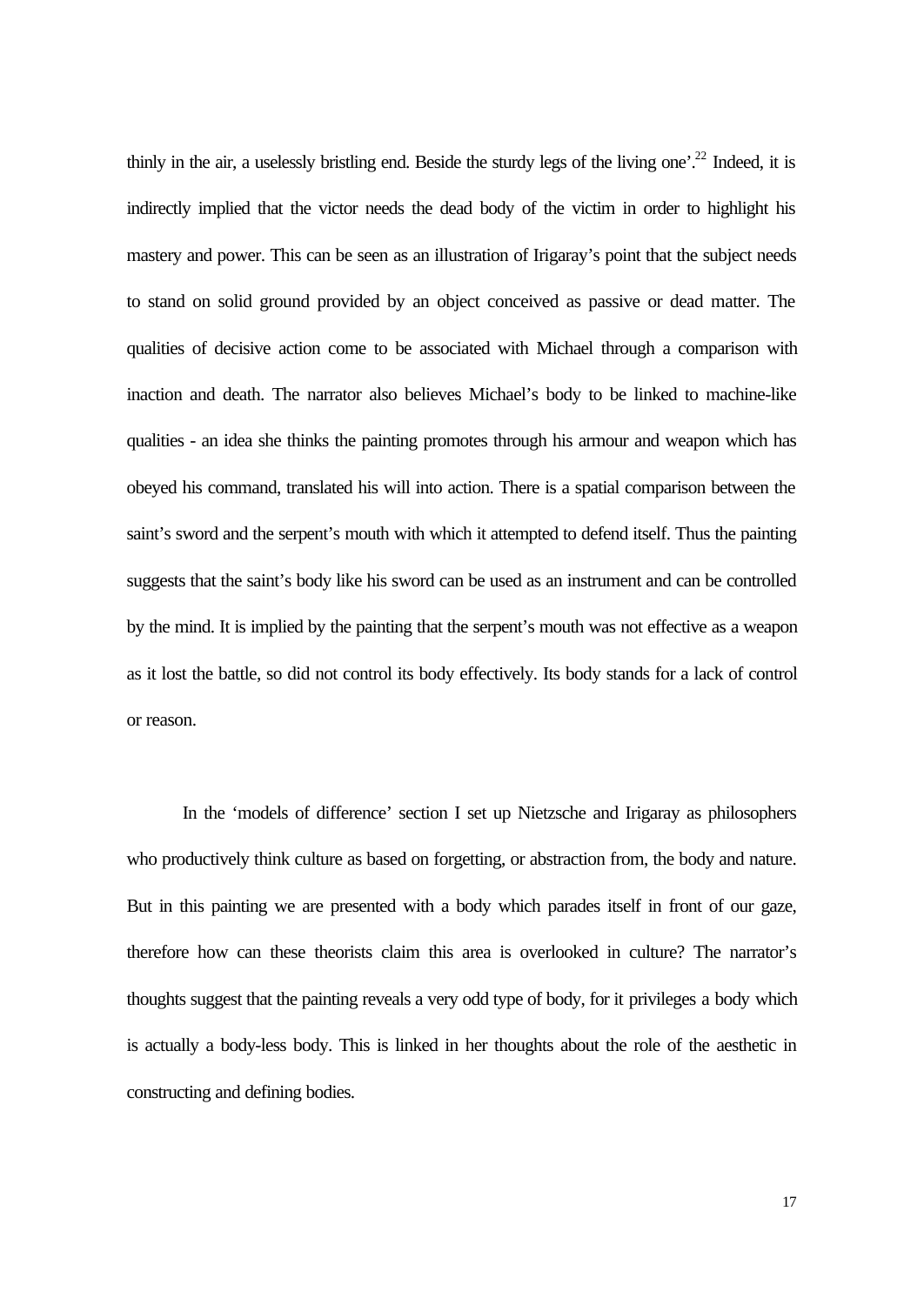thinly in the air, a uselessly bristling end. Beside the sturdy legs of the living one'.[22] Indeed, it is indirectly implied that the victor needs the dead body of the victim in order to highlight his mastery and power. This can be seen as an illustration of Irigaray's point that the subject needs to stand on solid ground provided by an object conceived as passive or dead matter. The qualities of decisive action come to be associated with Michael through a comparison with inaction and death. The narrator also believes Michael's body to be linked to machine-like qualities - an idea she thinks the painting promotes through his armour and weapon which has obeyed his command, translated his will into action. There is a spatial comparison between the saint's sword and the serpent's mouth with which it attempted to defend itself. Thus the painting suggests that the saint's body like his sword can be used as an instrument and can be controlled by the mind. It is implied by the painting that the serpent's mouth was not effective as a weapon as it lost the battle, so did not control its body effectively. Its body stands for a lack of control or reason.

In the 'models of difference' section I set up Nietzsche and Irigaray as philosophers who productively think culture as based on forgetting, or abstraction from, the body and nature. But in this painting we are presented with a body which parades itself in front of our gaze, therefore how can these theorists claim this area is overlooked in culture? The narrator's thoughts suggest that the painting reveals a very odd type of body, for it privileges a body which is actually a body-less body. This is linked in her thoughts about the role of the aesthetic in constructing and defining bodies.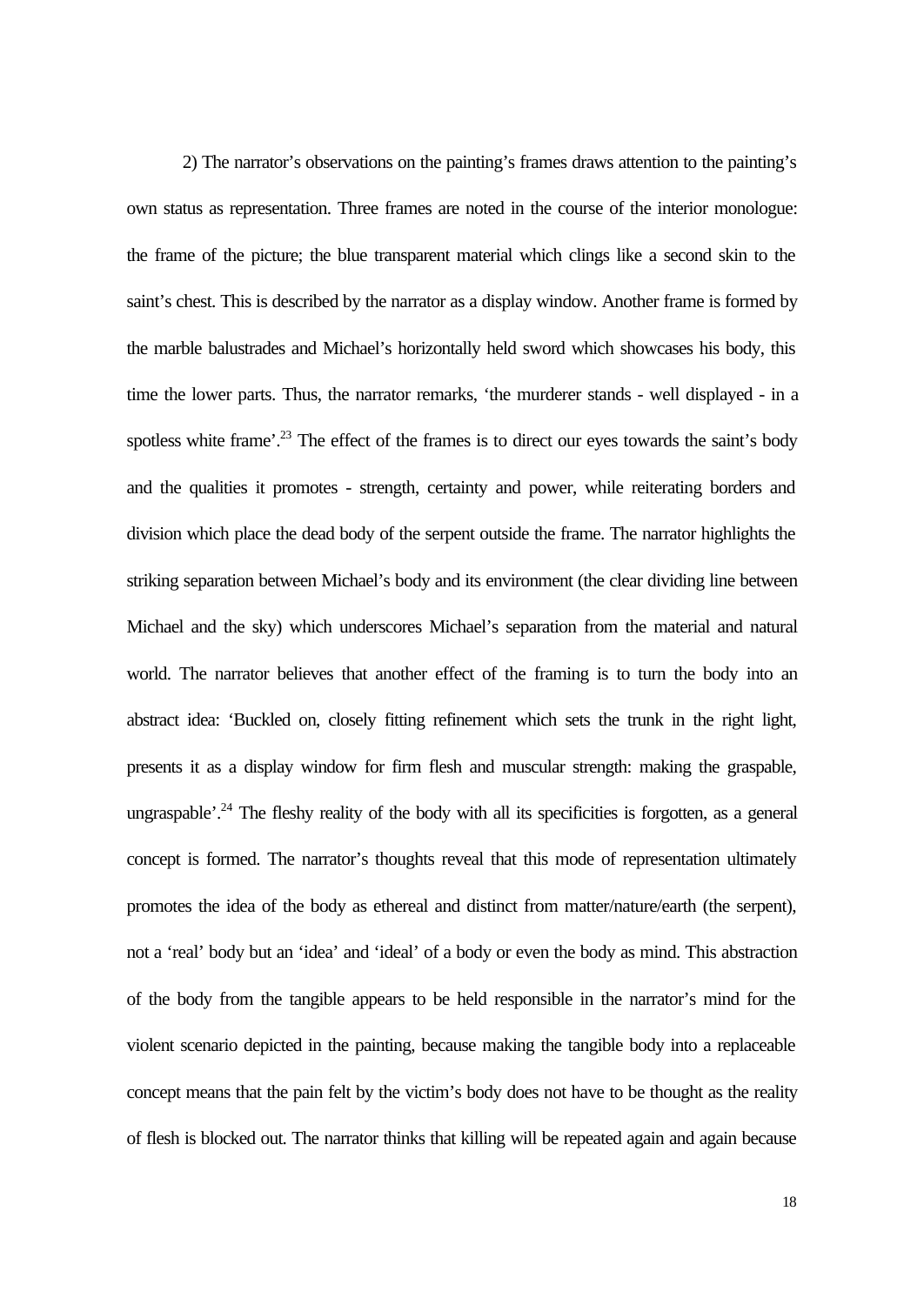2) The narrator's observations on the painting's frames draws attention to the painting's own status as representation. Three frames are noted in the course of the interior monologue: the frame of the picture; the blue transparent material which clings like a second skin to the saint's chest. This is described by the narrator as a display window. Another frame is formed by the marble balustrades and Michael's horizontally held sword which showcases his body, this time the lower parts. Thus, the narrator remarks, 'the murderer stands - well displayed - in a spotless white frame'.[23] The effect of the frames is to direct our eyes towards the saint's body and the qualities it promotes - strength, certainty and power, while reiterating borders and division which place the dead body of the serpent outside the frame. The narrator highlights the striking separation between Michael's body and its environment (the clear dividing line between Michael and the sky) which underscores Michael's separation from the material and natural world. The narrator believes that another effect of the framing is to turn the body into an abstract idea: 'Buckled on, closely fitting refinement which sets the trunk in the right light, presents it as a display window for firm flesh and muscular strength: making the graspable, ungraspable'.[24] The fleshy reality of the body with all its specificities is forgotten, as a general concept is formed. The narrator's thoughts reveal that this mode of representation ultimately promotes the idea of the body as ethereal and distinct from matter/nature/earth (the serpent), not a 'real' body but an 'idea' and 'ideal' of a body or even the body as mind. This abstraction of the body from the tangible appears to be held responsible in the narrator's mind for the violent scenario depicted in the painting, because making the tangible body into a replaceable concept means that the pain felt by the victim's body does not have to be thought as the reality of flesh is blocked out. The narrator thinks that killing will be repeated again and again because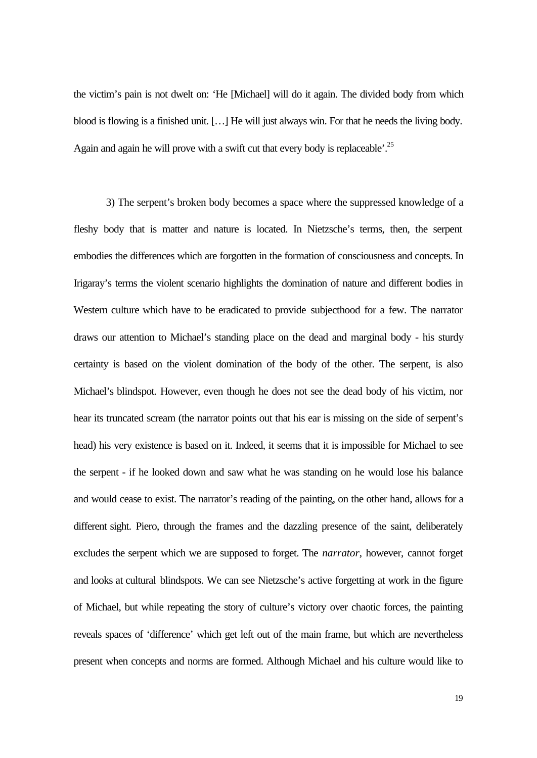the victim's pain is not dwelt on: 'He [Michael] will do it again. The divided body from which blood is flowing is a finished unit. […] He will just always win. For that he needs the living body. Again and again he will prove with a swift cut that every body is replaceable'.[25]

3) The serpent's broken body becomes a space where the suppressed knowledge of a fleshy body that is matter and nature is located. In Nietzsche's terms, then, the serpent embodies the differences which are forgotten in the formation of consciousness and concepts. In Irigaray's terms the violent scenario highlights the domination of nature and different bodies in Western culture which have to be eradicated to provide subjecthood for a few. The narrator draws our attention to Michael's standing place on the dead and marginal body - his sturdy certainty is based on the violent domination of the body of the other. The serpent, is also Michael's blindspot. However, even though he does not see the dead body of his victim, nor hear its truncated scream (the narrator points out that his ear is missing on the side of serpent's head) his very existence is based on it. Indeed, it seems that it is impossible for Michael to see the serpent - if he looked down and saw what he was standing on he would lose his balance and would cease to exist. The narrator's reading of the painting, on the other hand, allows for a different sight. Piero, through the frames and the dazzling presence of the saint, deliberately excludes the serpent which we are supposed to forget. The *narrator*, however, cannot forget and looks at cultural blindspots. We can see Nietzsche's active forgetting at work in the figure of Michael, but while repeating the story of culture's victory over chaotic forces, the painting reveals spaces of 'difference' which get left out of the main frame, but which are nevertheless present when concepts and norms are formed. Although Michael and his culture would like to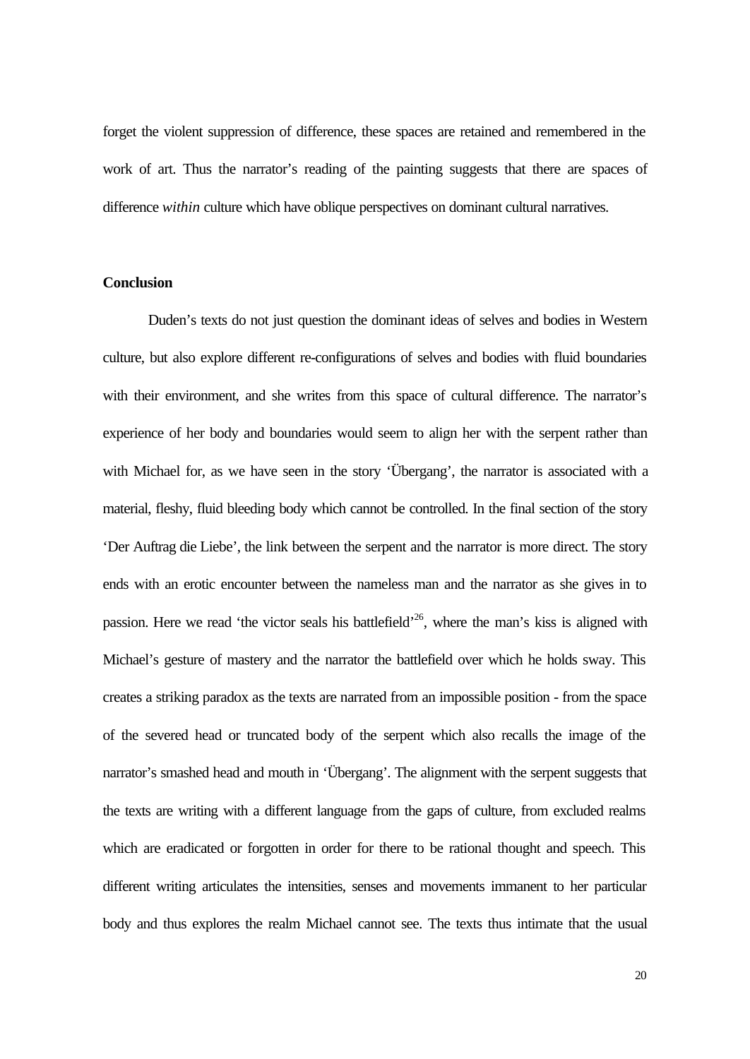forget the violent suppression of difference, these spaces are retained and remembered in the work of art. Thus the narrator's reading of the painting suggests that there are spaces of difference *within* culture which have oblique perspectives on dominant cultural narratives.

## Conclusion

Duden's texts do not just question the dominant ideas of selves and bodies in Western culture, but also explore different re-configurations of selves and bodies with fluid boundaries with their environment, and she writes from this space of cultural difference. The narrator's experience of her body and boundaries would seem to align her with the serpent rather than with Michael for, as we have seen in the story 'Übergang', the narrator is associated with a material, fleshy, fluid bleeding body which cannot be controlled. In the final section of the story 'Der Auftrag die Liebe', the link between the serpent and the narrator is more direct. The story ends with an erotic encounter between the nameless man and the narrator as she gives in to passion. Here we read 'the victor seals his battlefield'[26], where the man's kiss is aligned with Michael's gesture of mastery and the narrator the battlefield over which he holds sway. This creates a striking paradox as the texts are narrated from an impossible position - from the space of the severed head or truncated body of the serpent which also recalls the image of the narrator's smashed head and mouth in 'Übergang'. The alignment with the serpent suggests that the texts are writing with a different language from the gaps of culture, from excluded realms which are eradicated or forgotten in order for there to be rational thought and speech. This different writing articulates the intensities, senses and movements immanent to her particular body and thus explores the realm Michael cannot see. The texts thus intimate that the usual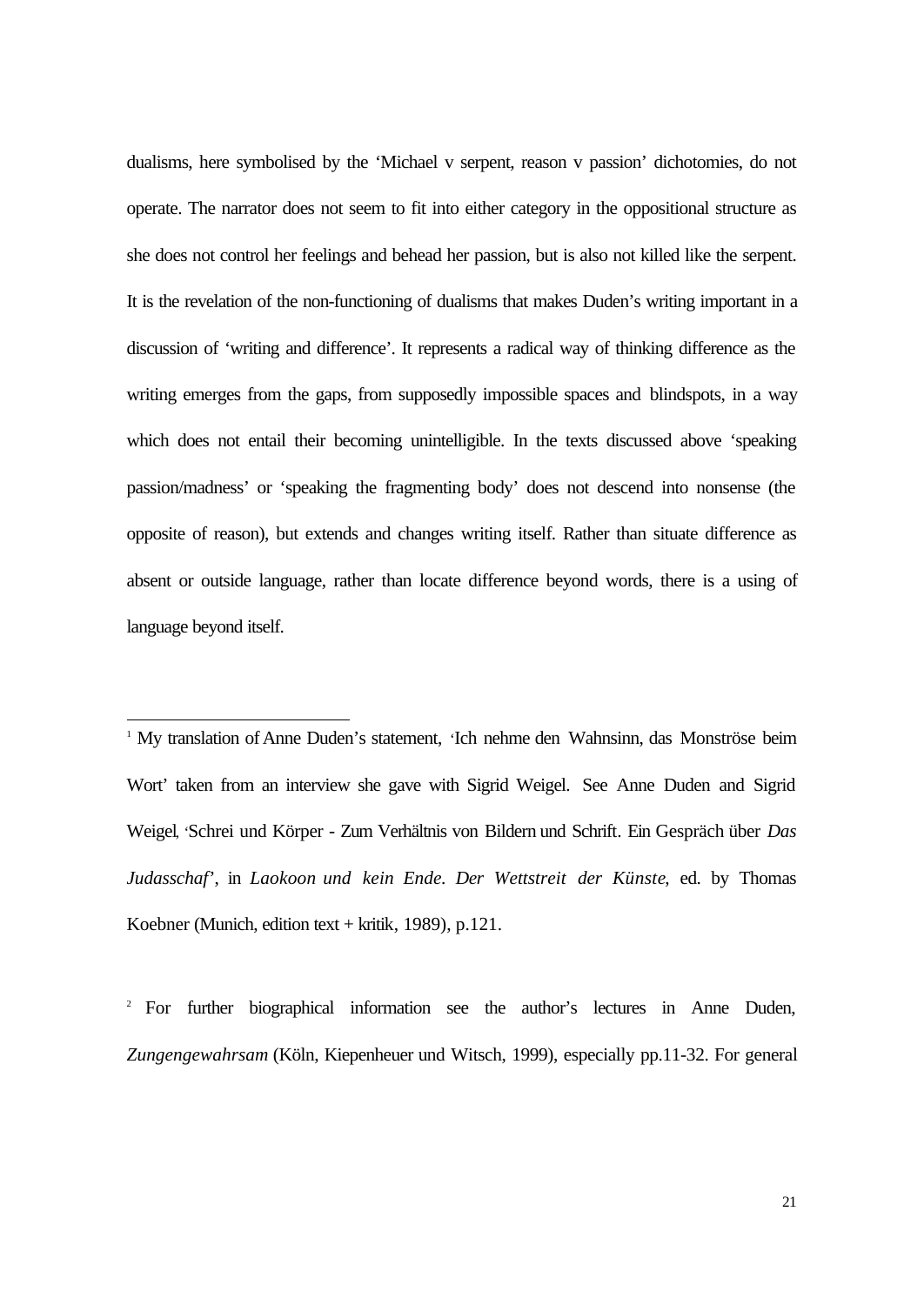dualisms, here symbolised by the 'Michael v serpent, reason v passion' dichotomies, do not operate. The narrator does not seem to fit into either category in the oppositional structure as she does not control her feelings and behead her passion, but is also not killed like the serpent. It is the revelation of the non-functioning of dualisms that makes Duden's writing important in a discussion of 'writing and difference'. It represents a radical way of thinking difference as the writing emerges from the gaps, from supposedly impossible spaces and blindspots, in a way which does not entail their becoming unintelligible. In the texts discussed above 'speaking passion/madness' or 'speaking the fragmenting body' does not descend into nonsense (the opposite of reason), but extends and changes writing itself. Rather than situate difference as absent or outside language, rather than locate difference beyond words, there is a using of language beyond itself.

---

[1] My translation of Anne Duden's statement, 'Ich nehme den Wahnsinn, das Monströse beim Wort' taken from an interview she gave with Sigrid Weigel. See Anne Duden and Sigrid Weigel, 'Schrei und Körper - Zum Verhältnis von Bildern und Schrift. Ein Gespräch über *Das Judasschaf*', in *Laokoon und kein Ende. Der Wettstreit der Künste*, ed. by Thomas Koebner (Munich, edition text + kritik, 1989), p.121.

[2] For further biographical information see the author's lectures in Anne Duden, *Zungengewahrsam* (Köln, Kiepenheuer und Witsch, 1999), especially pp.11-32. For general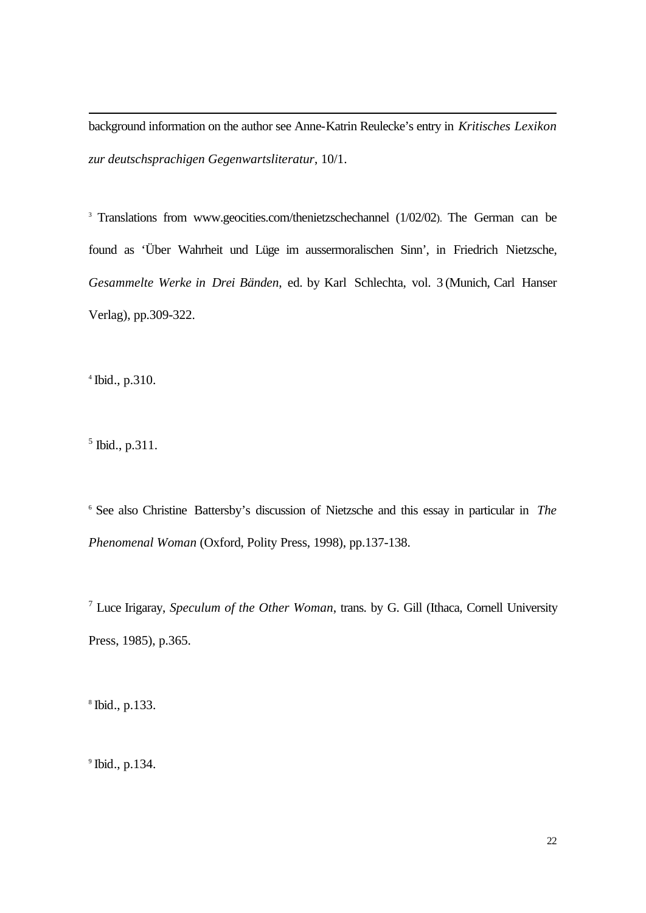background information on the author see Anne-Katrin Reulecke's entry in *Kritisches Lexikon zur deutschsprachigen Gegenwartsliteratur*, 10/1.

[3] Translations from www.geocities.com/thenietzschechannel (1/02/02). The German can be found as 'Über Wahrheit und Lüge im aussermoralischen Sinn', in Friedrich Nietzsche, *Gesammelte Werke in Drei Bänden*, ed. by Karl Schlechta, vol. 3 (Munich, Carl Hanser Verlag), pp.309-322.

[4] Ibid., p.310.

[5] Ibid., p.311.

[6] See also Christine Battersby's discussion of Nietzsche and this essay in particular in *The Phenomenal Woman* (Oxford, Polity Press, 1998), pp.137-138.

[7] Luce Irigaray, *Speculum of the Other Woman*, trans. by G. Gill (Ithaca, Cornell University Press, 1985), p.365.

[8] Ibid., p.133.

[9] Ibid., p.134.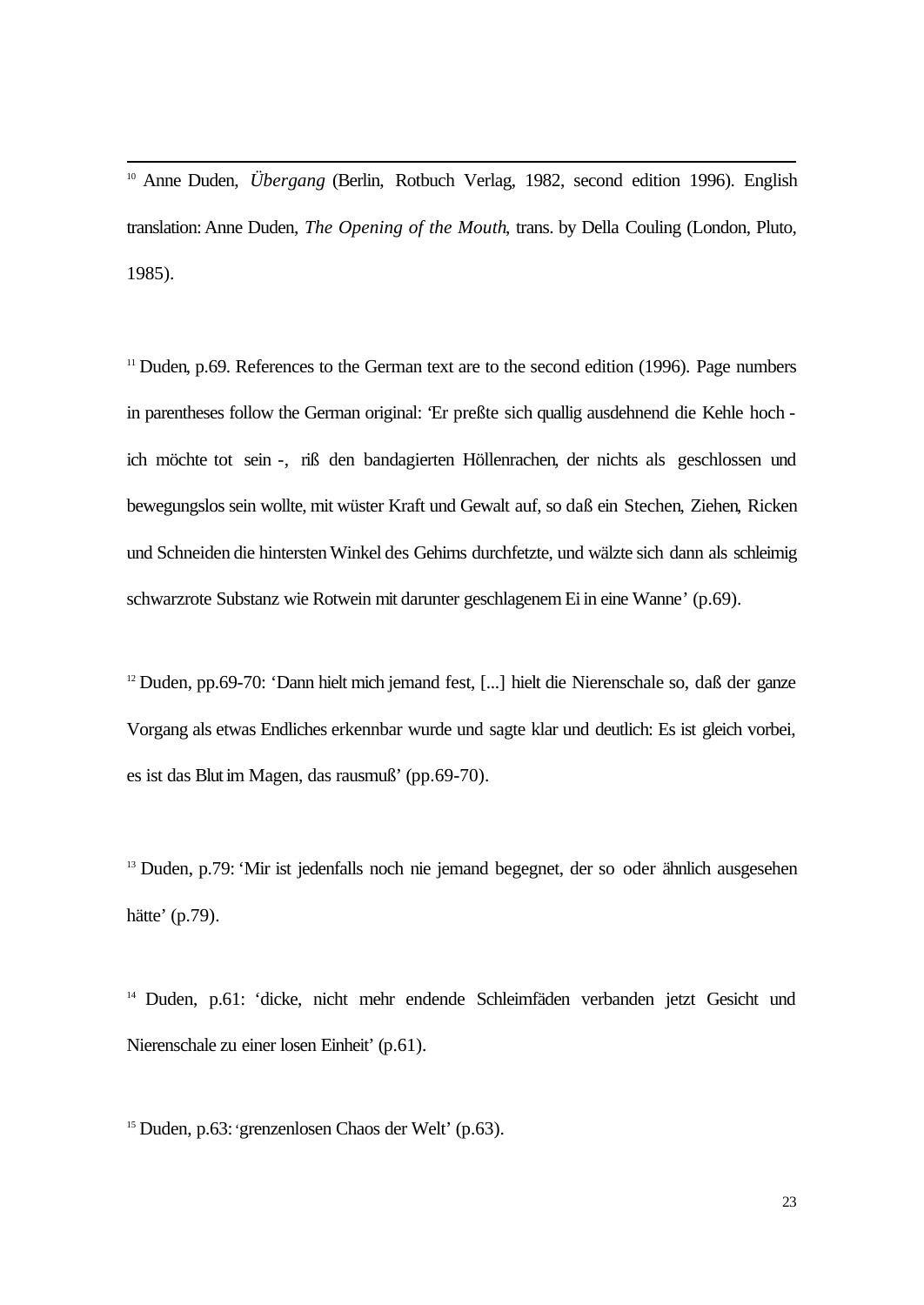[10] Anne Duden, *Übergang* (Berlin, Rotbuch Verlag, 1982, second edition 1996). English translation: Anne Duden, *The Opening of the Mouth*, trans. by Della Couling (London, Pluto, 1985).

[11] Duden, p.69. References to the German text are to the second edition (1996). Page numbers in parentheses follow the German original: 'Er preßte sich quallig ausdehnend die Kehle hoch - ich möchte tot sein -, riß den bandagierten Höllenrachen, der nichts als geschlossen und bewegungslos sein wollte, mit wüster Kraft und Gewalt auf, so daß ein Stechen, Ziehen, Ricken und Schneiden die hintersten Winkel des Gehirns durchfetzte, und wälzte sich dann als schleimig schwarzrote Substanz wie Rotwein mit darunter geschlagenem Ei in eine Wanne' (p.69).

[12] Duden, pp.69-70: 'Dann hielt mich jemand fest, [...] hielt die Nierenschale so, daß der ganze Vorgang als etwas Endliches erkennbar wurde und sagte klar und deutlich: Es ist gleich vorbei, es ist das Blut im Magen, das rausmuß' (pp.69-70).

[13] Duden, p.79: 'Mir ist jedenfalls noch nie jemand begegnet, der so oder ähnlich ausgesehen hätte' (p.79).

[14] Duden, p.61: 'dicke, nicht mehr endende Schleimfäden verbanden jetzt Gesicht und Nierenschale zu einer losen Einheit' (p.61).

[15] Duden, p.63: 'grenzenlosen Chaos der Welt' (p.63).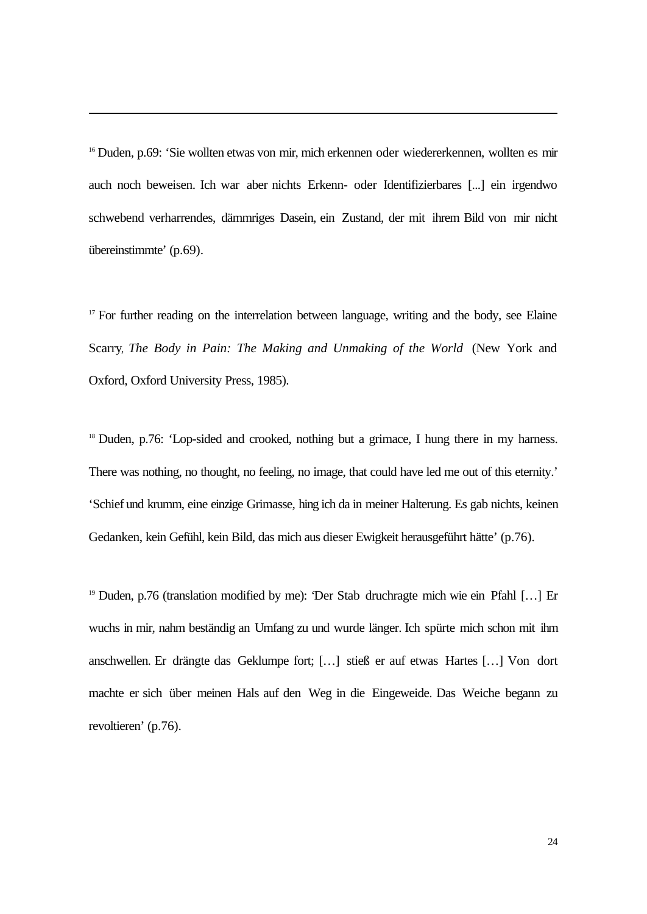[16] Duden, p.69: ‘Sie wollten etwas von mir, mich erkennen oder wiedererkennen, wollten es mir auch noch beweisen. Ich war aber nichts Erkenn- oder Identifizierbares [...] ein irgendwo schwebend verharrendes, dämmriges Dasein, ein Zustand, der mit ihrem Bild von mir nicht übereinstimmte’ (p.69).

[17] For further reading on the interrelation between language, writing and the body, see Elaine Scarry, *The Body in Pain: The Making and Unmaking of the World* (New York and Oxford, Oxford University Press, 1985).

[18] Duden, p.76: ‘Lop-sided and crooked, nothing but a grimace, I hung there in my harness. There was nothing, no thought, no feeling, no image, that could have led me out of this eternity.’ ‘Schief und krumm, eine einzige Grimasse, hing ich da in meiner Halterung. Es gab nichts, keinen Gedanken, kein Gefühl, kein Bild, das mich aus dieser Ewigkeit herausgeführt hätte’ (p.76).

[19] Duden, p.76 (translation modified by me): ‘Der Stab druchragte mich wie ein Pfahl […] Er wuchs in mir, nahm beständig an Umfang zu und wurde länger. Ich spürte mich schon mit ihm anschwellen. Er drängte das Geklumpe fort; […] stieß er auf etwas Hartes […] Von dort machte er sich über meinen Hals auf den Weg in die Eingeweide. Das Weiche begann zu revoltieren’ (p.76).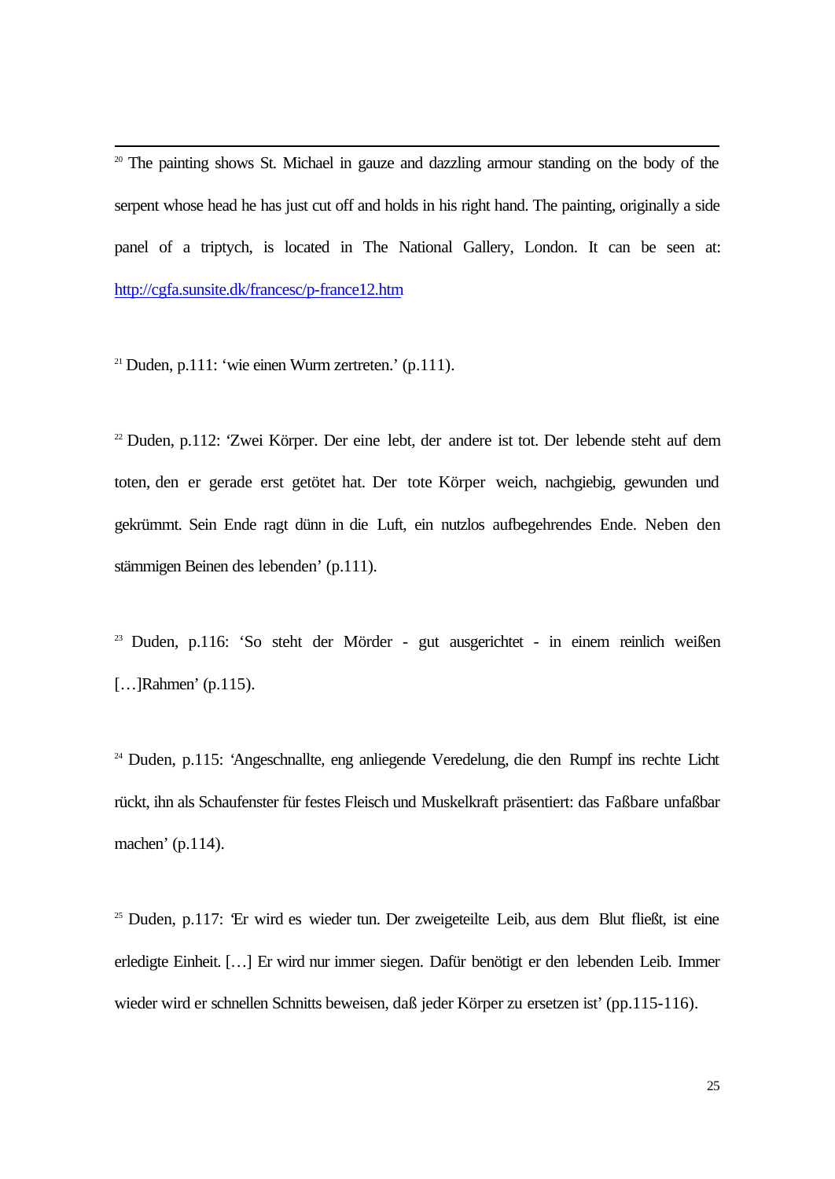[20] The painting shows St. Michael in gauze and dazzling armour standing on the body of the serpent whose head he has just cut off and holds in his right hand. The painting, originally a side panel of a triptych, is located in The National Gallery, London. It can be seen at: http://cgfa.sunsite.dk/francesc/p-france12.htm

[21] Duden, p.111: 'wie einen Wurm zertreten.' (p.111).

[22] Duden, p.112: 'Zwei Körper. Der eine lebt, der andere ist tot. Der lebende steht auf dem toten, den er gerade erst getötet hat. Der tote Körper weich, nachgiebig, gewunden und gekrümmt. Sein Ende ragt dünn in die Luft, ein nutzlos aufbegehrendes Ende. Neben den stämmigen Beinen des lebenden' (p.111).

[23] Duden, p.116: 'So steht der Mörder - gut ausgerichtet - in einem reinlich weißen […]Rahmen' (p.115).

[24] Duden, p.115: 'Angeschnallte, eng anliegende Veredelung, die den Rumpf ins rechte Licht rückt, ihn als Schaufenster für festes Fleisch und Muskelkraft präsentiert: das Faßbare unfaßbar machen' (p.114).

[25] Duden, p.117: 'Er wird es wieder tun. Der zweigeteilte Leib, aus dem Blut fließt, ist eine erledigte Einheit. […] Er wird nur immer siegen. Dafür benötigt er den lebenden Leib. Immer wieder wird er schnellen Schnitts beweisen, daß jeder Körper zu ersetzen ist' (pp.115-116).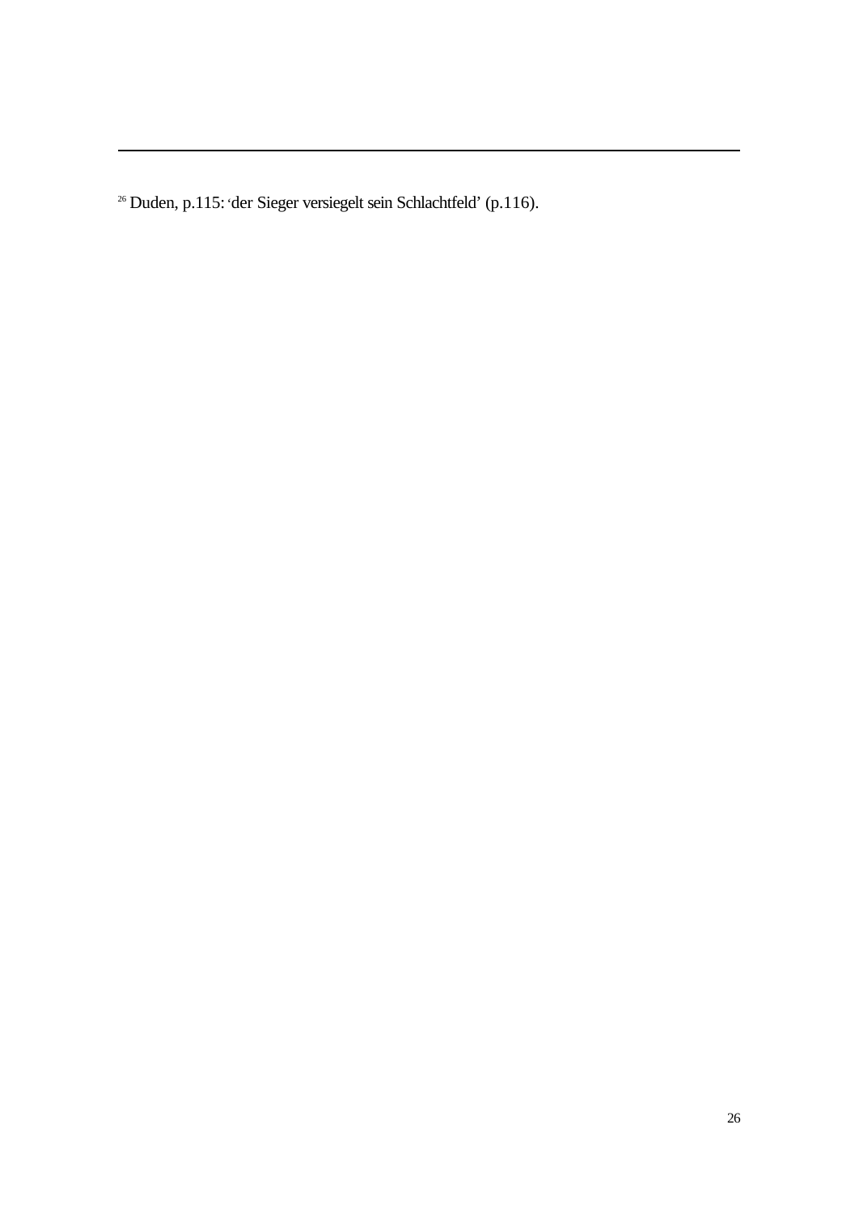[26] Duden, p.115: 'der Sieger versiegelt sein Schlachtfeld' (p.116).